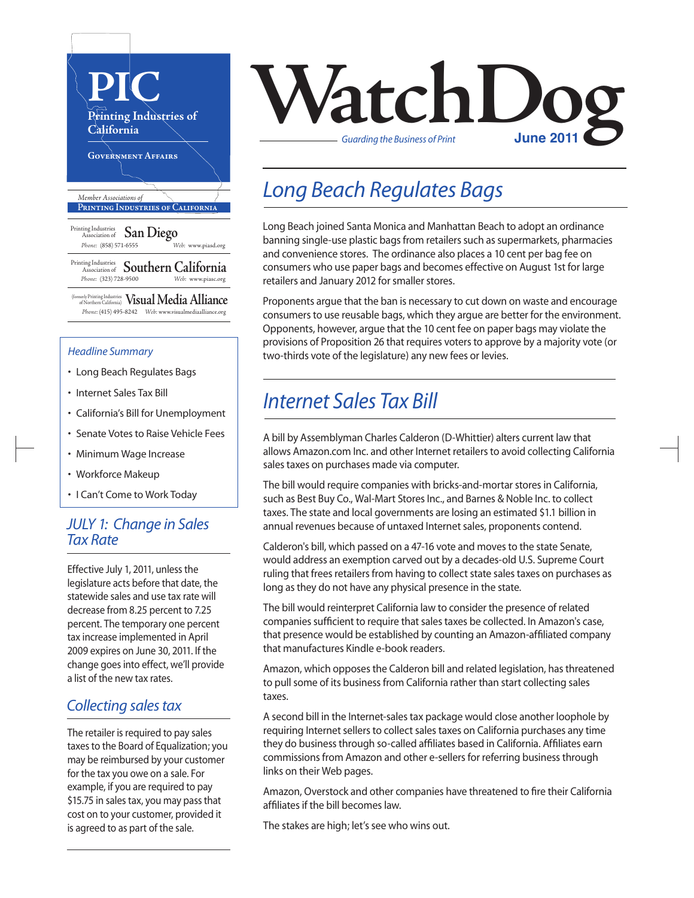# WatchDog

*Guarding the Business of Print* — **June 2011**

**PIC**
Printing Industries of California
Government Affairs

*Member Associations of*
**Printing Industries of California**

Printing Industries Association of **San Diego**
Phone: (858) 571-6555 Web: www.piasd.org

Printing Industries Association of **Southern California**
Phone: (323) 728-9500 Web: www.piasc.org

(formerly Printing Industries of Northern California) **Visual Media Alliance**
Phone: (415) 495-8242 Web: www.visualmediaalliance.org

### *Headline Summary*

- Long Beach Regulates Bags
- Internet Sales Tax Bill
- California's Bill for Unemployment
- Senate Votes to Raise Vehicle Fees
- Minimum Wage Increase
- Workforce Makeup
- I Can't Come to Work Today

### *JULY 1: Change in Sales Tax Rate*

Effective July 1, 2011, unless the legislature acts before that date, the statewide sales and use tax rate will decrease from 8.25 percent to 7.25 percent. The temporary one percent tax increase implemented in April 2009 expires on June 30, 2011. If the change goes into effect, we'll provide a list of the new tax rates.

### *Collecting sales tax*

The retailer is required to pay sales taxes to the Board of Equalization; you may be reimbursed by your customer for the tax you owe on a sale. For example, if you are required to pay $15.75 in sales tax, you may pass that cost on to your customer, provided it is agreed to as part of the sale.

## *Long Beach Regulates Bags*

Long Beach joined Santa Monica and Manhattan Beach to adopt an ordinance banning single-use plastic bags from retailers such as supermarkets, pharmacies and convenience stores. The ordinance also places a 10 cent per bag fee on consumers who use paper bags and becomes effective on August 1st for large retailers and January 2012 for smaller stores.

Proponents argue that the ban is necessary to cut down on waste and encourage consumers to use reusable bags, which they argue are better for the environment. Opponents, however, argue that the 10 cent fee on paper bags may violate the provisions of Proposition 26 that requires voters to approve by a majority vote (or two-thirds vote of the legislature) any new fees or levies.

## *Internet Sales Tax Bill*

A bill by Assemblyman Charles Calderon (D-Whittier) alters current law that allows Amazon.com Inc. and other Internet retailers to avoid collecting California sales taxes on purchases made via computer.

The bill would require companies with bricks-and-mortar stores in California, such as Best Buy Co., Wal-Mart Stores Inc., and Barnes & Noble Inc. to collect taxes. The state and local governments are losing an estimated $1.1 billion in annual revenues because of untaxed Internet sales, proponents contend.

Calderon's bill, which passed on a 47-16 vote and moves to the state Senate, would address an exemption carved out by a decades-old U.S. Supreme Court ruling that frees retailers from having to collect state sales taxes on purchases as long as they do not have any physical presence in the state.

The bill would reinterpret California law to consider the presence of related companies sufficient to require that sales taxes be collected. In Amazon's case, that presence would be established by counting an Amazon-affiliated company that manufactures Kindle e-book readers.

Amazon, which opposes the Calderon bill and related legislation, has threatened to pull some of its business from California rather than start collecting sales taxes.

A second bill in the Internet-sales tax package would close another loophole by requiring Internet sellers to collect sales taxes on California purchases any time they do business through so-called affiliates based in California. Affiliates earn commissions from Amazon and other e-sellers for referring business through links on their Web pages.

Amazon, Overstock and other companies have threatened to fire their California affiliates if the bill becomes law.

The stakes are high; let's see who wins out.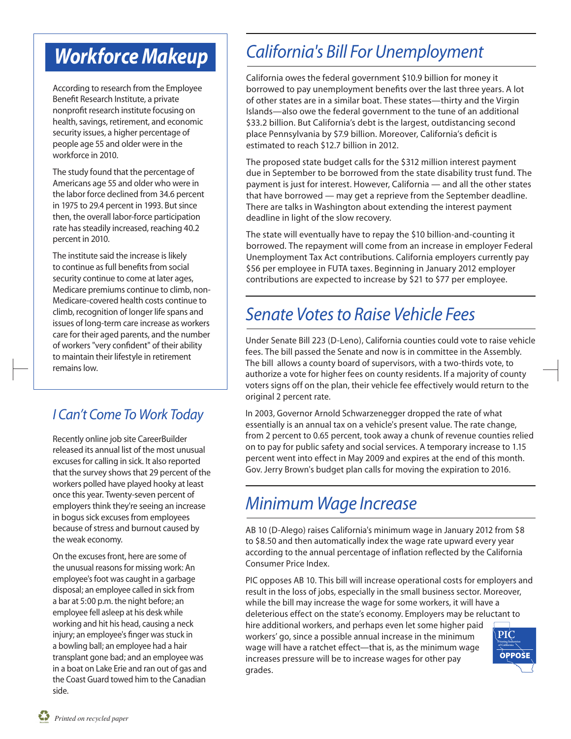## Workforce Makeup

According to research from the Employee Benefit Research Institute, a private nonprofit research institute focusing on health, savings, retirement, and economic security issues, a higher percentage of people age 55 and older were in the workforce in 2010.

The study found that the percentage of Americans age 55 and older who were in the labor force declined from 34.6 percent in 1975 to 29.4 percent in 1993. But since then, the overall labor-force participation rate has steadily increased, reaching 40.2 percent in 2010.

The institute said the increase is likely to continue as full benefits from social security continue to come at later ages, Medicare premiums continue to climb, non-Medicare-covered health costs continue to climb, recognition of longer life spans and issues of long-term care increase as workers care for their aged parents, and the number of workers "very confident" of their ability to maintain their lifestyle in retirement remains low.

## I Can't Come To Work Today

Recently online job site CareerBuilder released its annual list of the most unusual excuses for calling in sick. It also reported that the survey shows that 29 percent of the workers polled have played hooky at least once this year. Twenty-seven percent of employers think they're seeing an increase in bogus sick excuses from employees because of stress and burnout caused by the weak economy.

On the excuses front, here are some of the unusual reasons for missing work: An employee's foot was caught in a garbage disposal; an employee called in sick from a bar at 5:00 p.m. the night before; an employee fell asleep at his desk while working and hit his head, causing a neck injury; an employee's finger was stuck in a bowling ball; an employee had a hair transplant gone bad; and an employee was in a boat on Lake Erie and ran out of gas and the Coast Guard towed him to the Canadian side.

## California's Bill For Unemployment

California owes the federal government $10.9 billion for money it borrowed to pay unemployment benefits over the last three years. A lot of other states are in a similar boat. These states—thirty and the Virgin Islands—also owe the federal government to the tune of an additional $33.2 billion. But California's debt is the largest, outdistancing second place Pennsylvania by $7.9 billion. Moreover, California's deficit is estimated to reach $12.7 billion in 2012.

The proposed state budget calls for the $312 million interest payment due in September to be borrowed from the state disability trust fund. The payment is just for interest. However, California — and all the other states that have borrowed — may get a reprieve from the September deadline. There are talks in Washington about extending the interest payment deadline in light of the slow recovery.

The state will eventually have to repay the $10 billion-and-counting it borrowed. The repayment will come from an increase in employer Federal Unemployment Tax Act contributions. California employers currently pay $56 per employee in FUTA taxes. Beginning in January 2012 employer contributions are expected to increase by $21 to $77 per employee.

## Senate Votes to Raise Vehicle Fees

Under Senate Bill 223 (D-Leno), California counties could vote to raise vehicle fees. The bill passed the Senate and now is in committee in the Assembly. The bill allows a county board of supervisors, with a two-thirds vote, to authorize a vote for higher fees on county residents. If a majority of county voters signs off on the plan, their vehicle fee effectively would return to the original 2 percent rate.

In 2003, Governor Arnold Schwarzenegger dropped the rate of what essentially is an annual tax on a vehicle's present value. The rate change, from 2 percent to 0.65 percent, took away a chunk of revenue counties relied on to pay for public safety and social services. A temporary increase to 1.15 percent went into effect in May 2009 and expires at the end of this month. Gov. Jerry Brown's budget plan calls for moving the expiration to 2016.

## Minimum Wage Increase

AB 10 (D-Alego) raises California's minimum wage in January 2012 from $8 to $8.50 and then automatically index the wage rate upward every year according to the annual percentage of inflation reflected by the California Consumer Price Index.

PIC opposes AB 10. This bill will increase operational costs for employers and result in the loss of jobs, especially in the small business sector. Moreover, while the bill may increase the wage for some workers, it will have a deleterious effect on the state's economy. Employers may be reluctant to hire additional workers, and perhaps even let some higher paid workers' go, since a possible annual increase in the minimum wage will have a ratchet effect—that is, as the minimum wage increases pressure will be to increase wages for other pay grades.

PIC Printing Industries of California OPPOSE

*Printed on recycled paper*